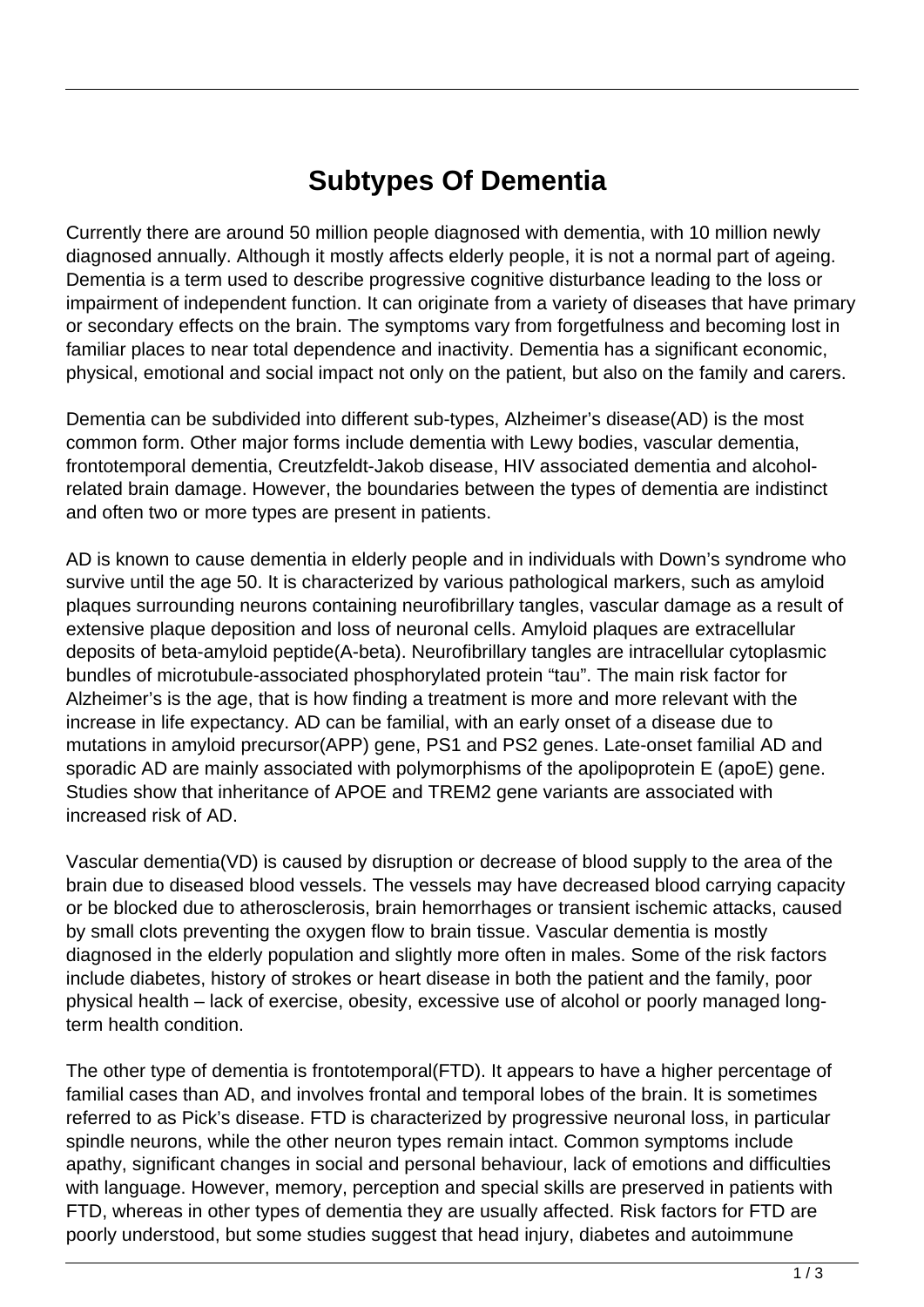# Subtypes Of Dementia

Currently there are around 50 million people diagnosed with dementia, with 10 million newly diagnosed annually. Although it mostly affects elderly people, it is not a normal part of ageing. Dementia is a term used to describe progressive cognitive disturbance leading to the loss or impairment of independent function. It can originate from a variety of diseases that have primary or secondary effects on the brain. The symptoms vary from forgetfulness and becoming lost in familiar places to near total dependence and inactivity. Dementia has a significant economic, physical, emotional and social impact not only on the patient, but also on the family and carers.

Dementia can be subdivided into different sub-types, Alzheimer's disease(AD) is the most common form. Other major forms include dementia with Lewy bodies, vascular dementia, frontotemporal dementia, Creutzfeldt-Jakob disease, HIV associated dementia and alcohol-related brain damage. However, the boundaries between the types of dementia are indistinct and often two or more types are present in patients.

AD is known to cause dementia in elderly people and in individuals with Down's syndrome who survive until the age 50. It is characterized by various pathological markers, such as amyloid plaques surrounding neurons containing neurofibrillary tangles, vascular damage as a result of extensive plaque deposition and loss of neuronal cells. Amyloid plaques are extracellular deposits of beta-amyloid peptide(A-beta). Neurofibrillary tangles are intracellular cytoplasmic bundles of microtubule-associated phosphorylated protein "tau". The main risk factor for Alzheimer's is the age, that is how finding a treatment is more and more relevant with the increase in life expectancy. AD can be familial, with an early onset of a disease due to mutations in amyloid precursor(APP) gene, PS1 and PS2 genes. Late-onset familial AD and sporadic AD are mainly associated with polymorphisms of the apolipoprotein E (apoE) gene. Studies show that inheritance of APOE and TREM2 gene variants are associated with increased risk of AD.

Vascular dementia(VD) is caused by disruption or decrease of blood supply to the area of the brain due to diseased blood vessels. The vessels may have decreased blood carrying capacity or be blocked due to atherosclerosis, brain hemorrhages or transient ischemic attacks, caused by small clots preventing the oxygen flow to brain tissue. Vascular dementia is mostly diagnosed in the elderly population and slightly more often in males. Some of the risk factors include diabetes, history of strokes or heart disease in both the patient and the family, poor physical health – lack of exercise, obesity, excessive use of alcohol or poorly managed long-term health condition.

The other type of dementia is frontotemporal(FTD). It appears to have a higher percentage of familial cases than AD, and involves frontal and temporal lobes of the brain. It is sometimes referred to as Pick's disease. FTD is characterized by progressive neuronal loss, in particular spindle neurons, while the other neuron types remain intact. Common symptoms include apathy, significant changes in social and personal behaviour, lack of emotions and difficulties with language. However, memory, perception and special skills are preserved in patients with FTD, whereas in other types of dementia they are usually affected. Risk factors for FTD are poorly understood, but some studies suggest that head injury, diabetes and autoimmune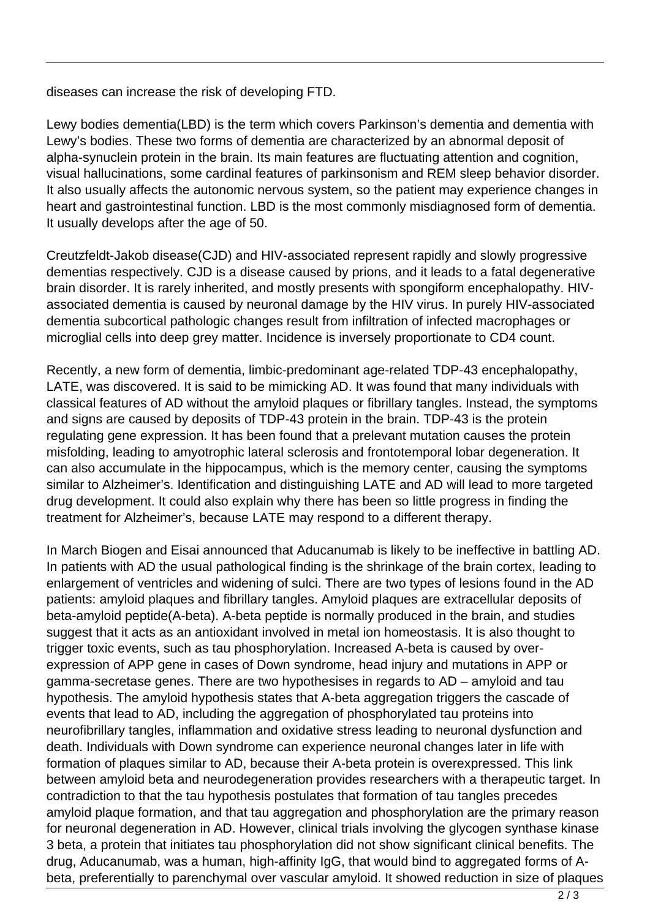diseases can increase the risk of developing FTD.

Lewy bodies dementia(LBD) is the term which covers Parkinson's dementia and dementia with Lewy's bodies. These two forms of dementia are characterized by an abnormal deposit of alpha-synuclein protein in the brain. Its main features are fluctuating attention and cognition, visual hallucinations, some cardinal features of parkinsonism and REM sleep behavior disorder. It also usually affects the autonomic nervous system, so the patient may experience changes in heart and gastrointestinal function. LBD is the most commonly misdiagnosed form of dementia. It usually develops after the age of 50.

Creutzfeldt-Jakob disease(CJD) and HIV-associated represent rapidly and slowly progressive dementias respectively. CJD is a disease caused by prions, and it leads to a fatal degenerative brain disorder. It is rarely inherited, and mostly presents with spongiform encephalopathy. HIV-associated dementia is caused by neuronal damage by the HIV virus. In purely HIV-associated dementia subcortical pathologic changes result from infiltration of infected macrophages or microglial cells into deep grey matter. Incidence is inversely proportionate to CD4 count.

Recently, a new form of dementia, limbic-predominant age-related TDP-43 encephalopathy, LATE, was discovered. It is said to be mimicking AD. It was found that many individuals with classical features of AD without the amyloid plaques or fibrillary tangles. Instead, the symptoms and signs are caused by deposits of TDP-43 protein in the brain. TDP-43 is the protein regulating gene expression. It has been found that a prelevant mutation causes the protein misfolding, leading to amyotrophic lateral sclerosis and frontotemporal lobar degeneration. It can also accumulate in the hippocampus, which is the memory center, causing the symptoms similar to Alzheimer's. Identification and distinguishing LATE and AD will lead to more targeted drug development. It could also explain why there has been so little progress in finding the treatment for Alzheimer's, because LATE may respond to a different therapy.

In March Biogen and Eisai announced that Aducanumab is likely to be ineffective in battling AD. In patients with AD the usual pathological finding is the shrinkage of the brain cortex, leading to enlargement of ventricles and widening of sulci. There are two types of lesions found in the AD patients: amyloid plaques and fibrillary tangles. Amyloid plaques are extracellular deposits of beta-amyloid peptide(A-beta). A-beta peptide is normally produced in the brain, and studies suggest that it acts as an antioxidant involved in metal ion homeostasis. It is also thought to trigger toxic events, such as tau phosphorylation. Increased A-beta is caused by over-expression of APP gene in cases of Down syndrome, head injury and mutations in APP or gamma-secretase genes. There are two hypothesises in regards to AD – amyloid and tau hypothesis. The amyloid hypothesis states that A-beta aggregation triggers the cascade of events that lead to AD, including the aggregation of phosphorylated tau proteins into neurofibrillary tangles, inflammation and oxidative stress leading to neuronal dysfunction and death. Individuals with Down syndrome can experience neuronal changes later in life with formation of plaques similar to AD, because their A-beta protein is overexpressed. This link between amyloid beta and neurodegeneration provides researchers with a therapeutic target. In contradiction to that the tau hypothesis postulates that formation of tau tangles precedes amyloid plaque formation, and that tau aggregation and phosphorylation are the primary reason for neuronal degeneration in AD. However, clinical trials involving the glycogen synthase kinase 3 beta, a protein that initiates tau phosphorylation did not show significant clinical benefits. The drug, Aducanumab, was a human, high-affinity IgG, that would bind to aggregated forms of A-beta, preferentially to parenchymal over vascular amyloid. It showed reduction in size of plaques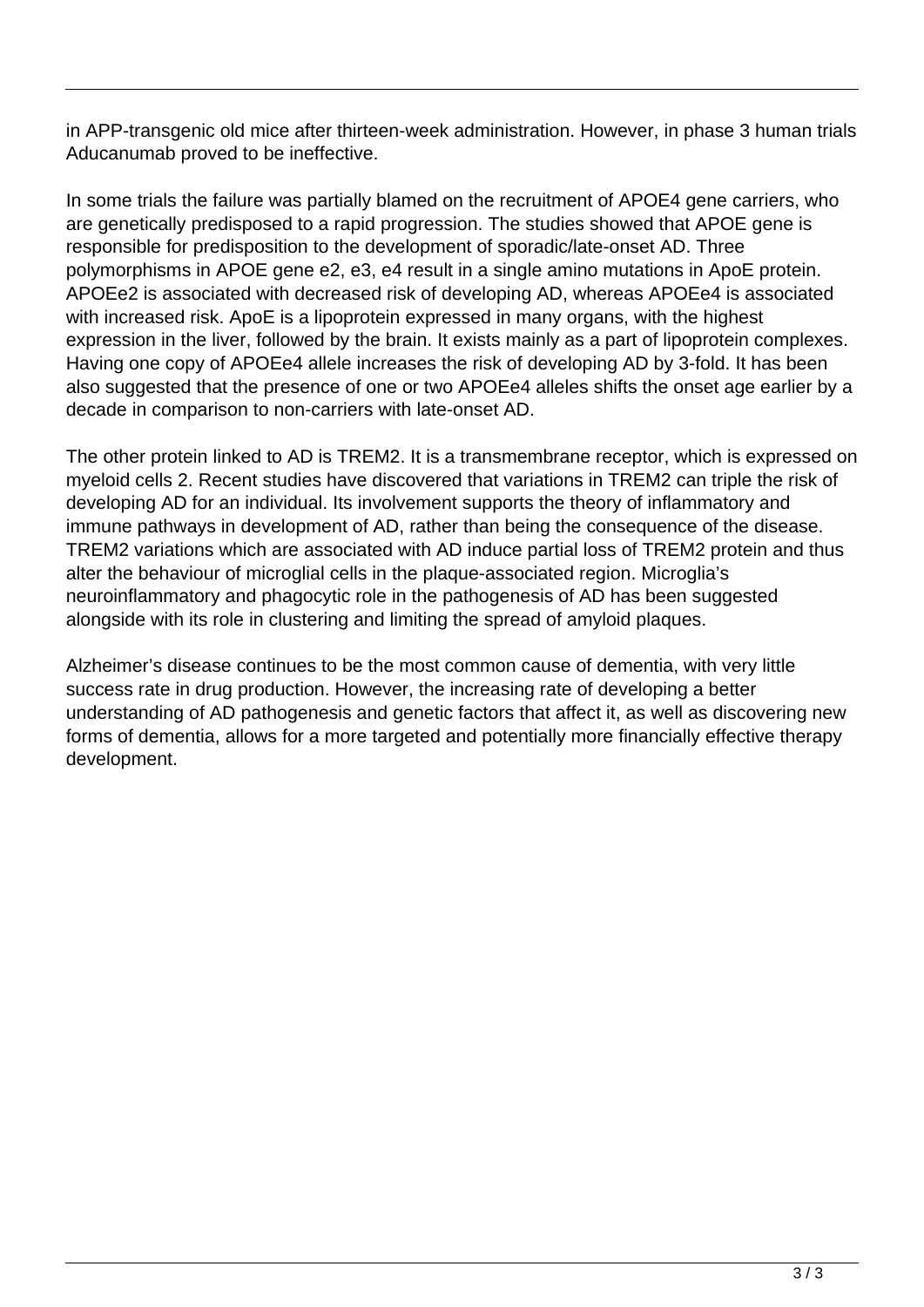in APP-transgenic old mice after thirteen-week administration. However, in phase 3 human trials Aducanumab proved to be ineffective.

In some trials the failure was partially blamed on the recruitment of APOE4 gene carriers, who are genetically predisposed to a rapid progression. The studies showed that APOE gene is responsible for predisposition to the development of sporadic/late-onset AD. Three polymorphisms in APOE gene e2, e3, e4 result in a single amino mutations in ApoE protein. APOEe2 is associated with decreased risk of developing AD, whereas APOEe4 is associated with increased risk. ApoE is a lipoprotein expressed in many organs, with the highest expression in the liver, followed by the brain. It exists mainly as a part of lipoprotein complexes. Having one copy of APOEe4 allele increases the risk of developing AD by 3-fold. It has been also suggested that the presence of one or two APOEe4 alleles shifts the onset age earlier by a decade in comparison to non-carriers with late-onset AD.

The other protein linked to AD is TREM2. It is a transmembrane receptor, which is expressed on myeloid cells 2. Recent studies have discovered that variations in TREM2 can triple the risk of developing AD for an individual. Its involvement supports the theory of inflammatory and immune pathways in development of AD, rather than being the consequence of the disease. TREM2 variations which are associated with AD induce partial loss of TREM2 protein and thus alter the behaviour of microglial cells in the plaque-associated region. Microglia's neuroinflammatory and phagocytic role in the pathogenesis of AD has been suggested alongside with its role in clustering and limiting the spread of amyloid plaques.

Alzheimer's disease continues to be the most common cause of dementia, with very little success rate in drug production. However, the increasing rate of developing a better understanding of AD pathogenesis and genetic factors that affect it, as well as discovering new forms of dementia, allows for a more targeted and potentially more financially effective therapy development.